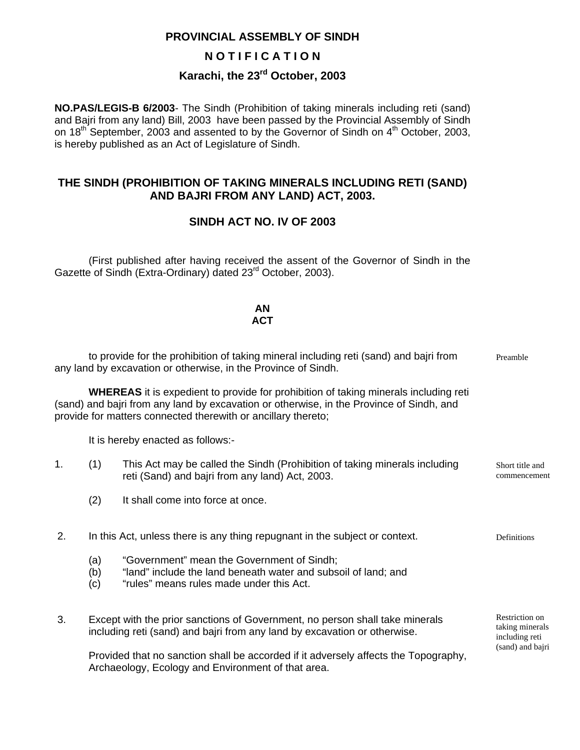**PROVINCIAL ASSEMBLY OF SINDH**

**N O T I F I C A T I O N**

**Karachi, the 23rd October, 2003**

**NO.PAS/LEGIS-B 6/2003**- The Sindh (Prohibition of taking minerals including reti (sand) and Bajri from any land) Bill, 2003 have been passed by the Provincial Assembly of Sindh on 18th September, 2003 and assented to by the Governor of Sindh on 4th October, 2003, is hereby published as an Act of Legislature of Sindh.

## THE SINDH (PROHIBITION OF TAKING MINERALS INCLUDING RETI (SAND) AND BAJRI FROM ANY LAND) ACT, 2003.

## SINDH ACT NO. IV OF 2003

(First published after having received the assent of the Governor of Sindh in the Gazette of Sindh (Extra-Ordinary) dated 23rd October, 2003).

**AN**
**ACT**

Preamble

to provide for the prohibition of taking mineral including reti (sand) and bajri from any land by excavation or otherwise, in the Province of Sindh.

**WHEREAS** it is expedient to provide for prohibition of taking minerals including reti (sand) and bajri from any land by excavation or otherwise, in the Province of Sindh, and provide for matters connected therewith or ancillary thereto;

It is hereby enacted as follows:-

Short title and commencement

1. (1) This Act may be called the Sindh (Prohibition of taking minerals including reti (Sand) and bajri from any land) Act, 2003.

   (2) It shall come into force at once.

Definitions

2. In this Act, unless there is any thing repugnant in the subject or context.

   (a) "Government" mean the Government of Sindh;
   (b) "land" include the land beneath water and subsoil of land; and
   (c) "rules" means rules made under this Act.

Restriction on taking minerals including reti (sand) and bajri

3. Except with the prior sanctions of Government, no person shall take minerals including reti (sand) and bajri from any land by excavation or otherwise.

   Provided that no sanction shall be accorded if it adversely affects the Topography, Archaeology, Ecology and Environment of that area.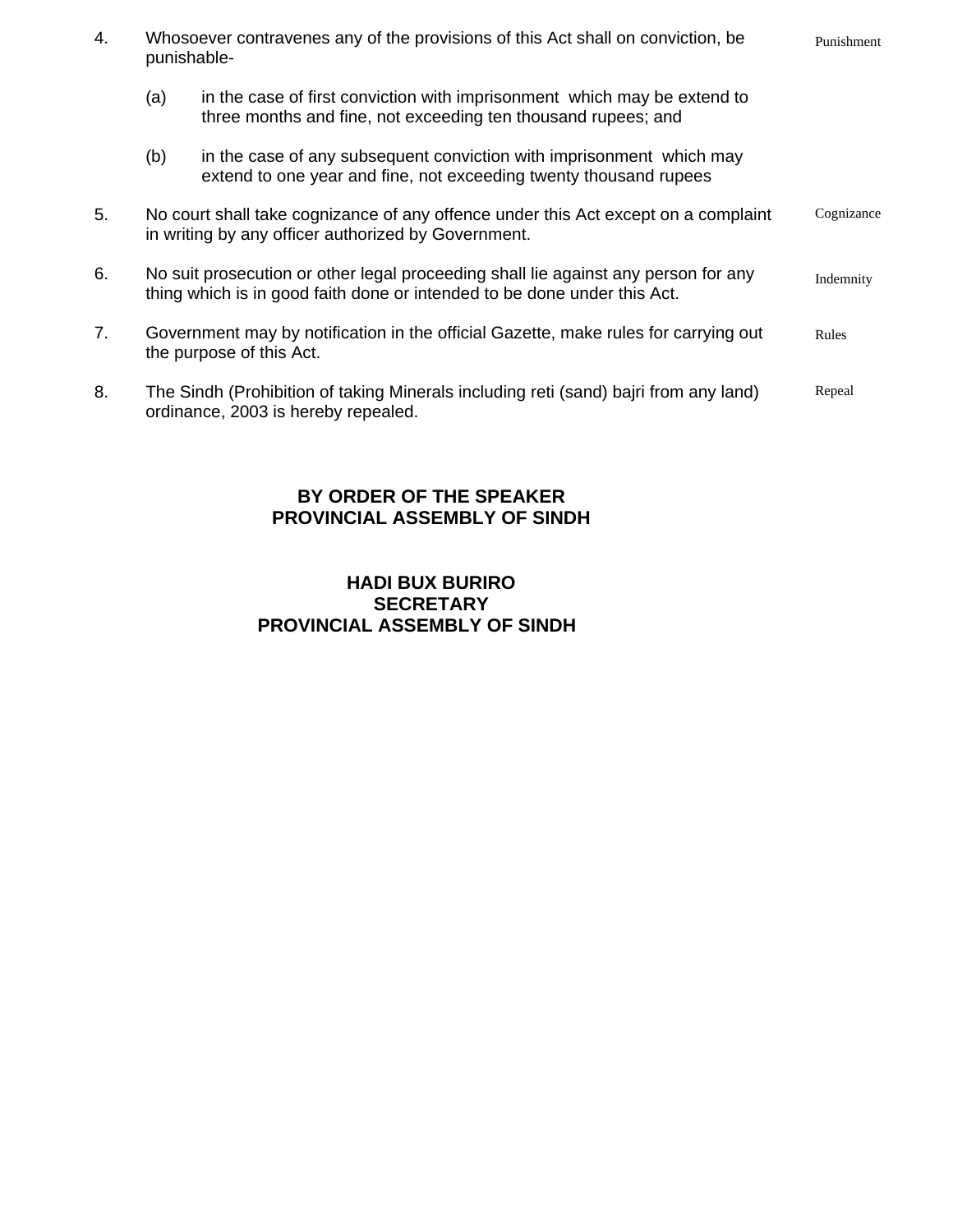4. Whosoever contravenes any of the provisions of this Act shall on conviction, be punishable- **Punishment**

   (a) in the case of first conviction with imprisonment which may be extend to three months and fine, not exceeding ten thousand rupees; and

   (b) in the case of any subsequent conviction with imprisonment which may extend to one year and fine, not exceeding twenty thousand rupees

5. No court shall take cognizance of any offence under this Act except on a complaint in writing by any officer authorized by Government. **Cognizance**

6. No suit prosecution or other legal proceeding shall lie against any person for any thing which is in good faith done or intended to be done under this Act. **Indemnity**

7. Government may by notification in the official Gazette, make rules for carrying out the purpose of this Act. **Rules**

8. The Sindh (Prohibition of taking Minerals including reti (sand) bajri from any land) ordinance, 2003 is hereby repealed. **Repeal**

**BY ORDER OF THE SPEAKER**
**PROVINCIAL ASSEMBLY OF SINDH**

**HADI BUX BURIRO**
**SECRETARY**
**PROVINCIAL ASSEMBLY OF SINDH**